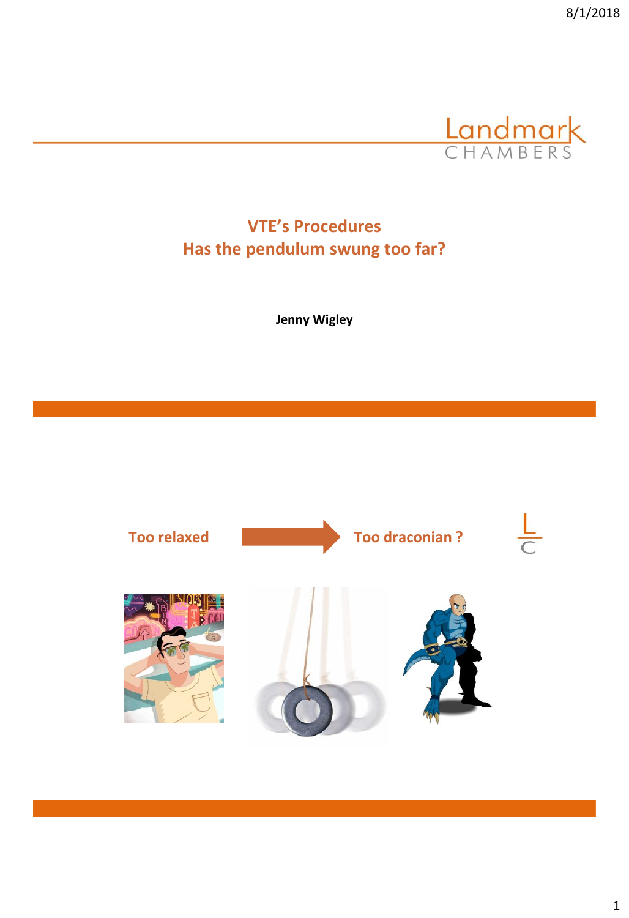# VTE's Procedures
## Has the pendulum swung too far?

**Jenny Wigley**

Too relaxed → Too draconian ?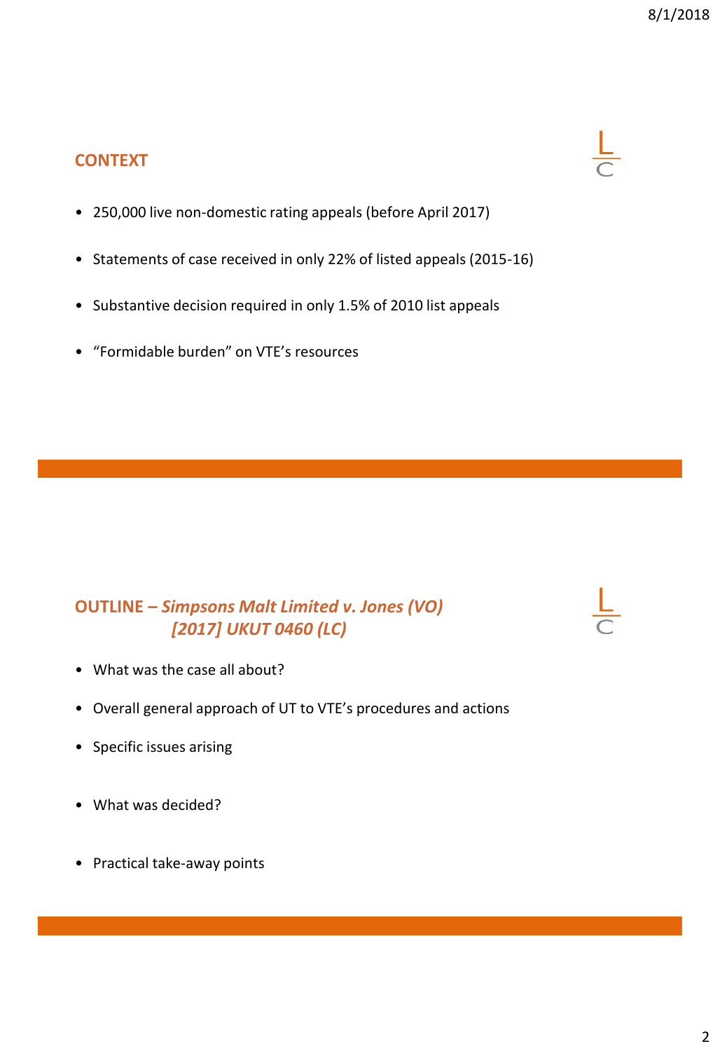## CONTEXT

- 250,000 live non-domestic rating appeals (before April 2017)
- Statements of case received in only 22% of listed appeals (2015-16)
- Substantive decision required in only 1.5% of 2010 list appeals
- "Formidable burden" on VTE's resources

## OUTLINE – *Simpsons Malt Limited v. Jones (VO) [2017] UKUT 0460 (LC)*

- What was the case all about?
- Overall general approach of UT to VTE's procedures and actions
- Specific issues arising
- What was decided?
- Practical take-away points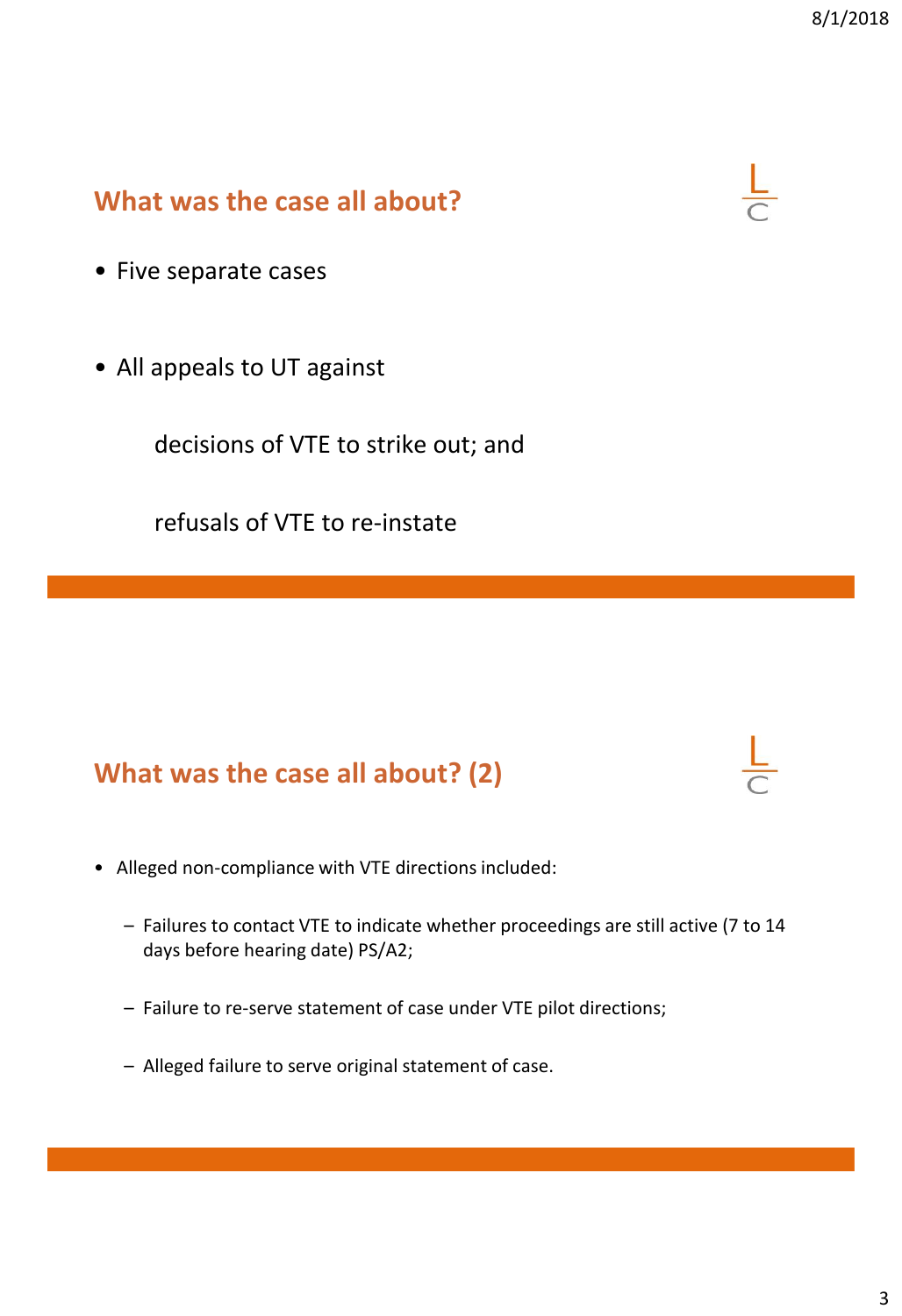## What was the case all about?

- Five separate cases
- All appeals to UT against

  decisions of VTE to strike out; and

  refusals of VTE to re-instate

## What was the case all about? (2)

- Alleged non-compliance with VTE directions included:
  - Failures to contact VTE to indicate whether proceedings are still active (7 to 14 days before hearing date) PS/A2;
  - Failure to re-serve statement of case under VTE pilot directions;
  - Alleged failure to serve original statement of case.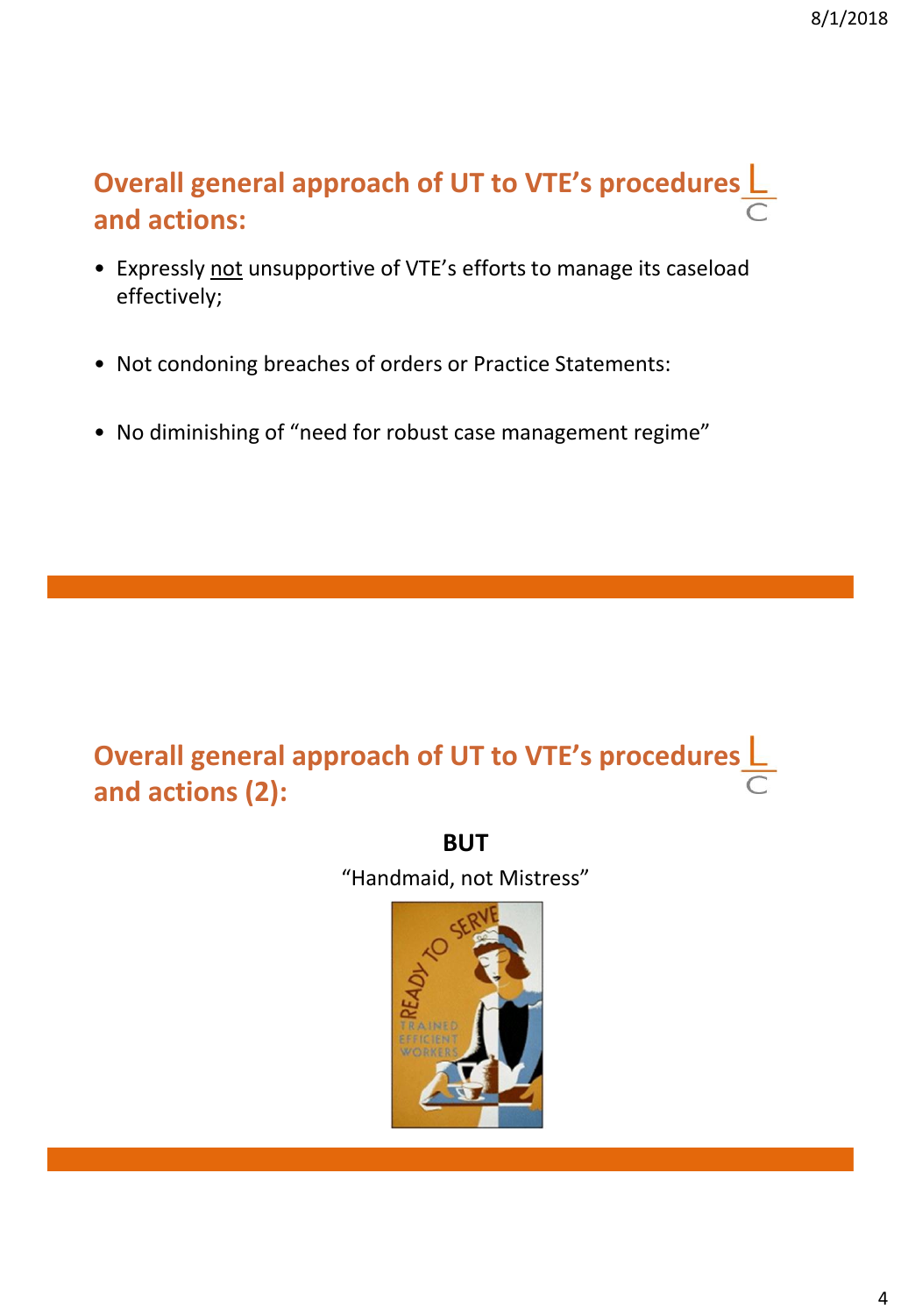## Overall general approach of UT to VTE's procedures and actions:

- Expressly <u>not</u> unsupportive of VTE's efforts to manage its caseload effectively;
- Not condoning breaches of orders or Practice Statements:
- No diminishing of "need for robust case management regime"

## Overall general approach of UT to VTE's procedures and actions (2):

**BUT**

"Handmaid, not Mistress"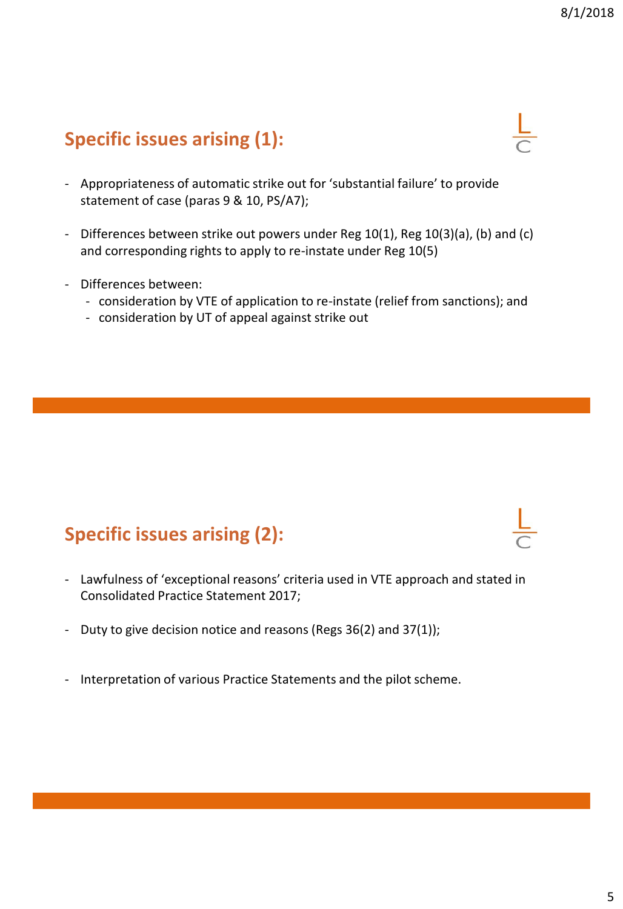## Specific issues arising (1):

- Appropriateness of automatic strike out for 'substantial failure' to provide statement of case (paras 9 & 10, PS/A7);
- Differences between strike out powers under Reg 10(1), Reg 10(3)(a), (b) and (c) and corresponding rights to apply to re-instate under Reg 10(5)
- Differences between:
  - consideration by VTE of application to re-instate (relief from sanctions); and
  - consideration by UT of appeal against strike out

## Specific issues arising (2):

- Lawfulness of 'exceptional reasons' criteria used in VTE approach and stated in Consolidated Practice Statement 2017;
- Duty to give decision notice and reasons (Regs 36(2) and 37(1));
- Interpretation of various Practice Statements and the pilot scheme.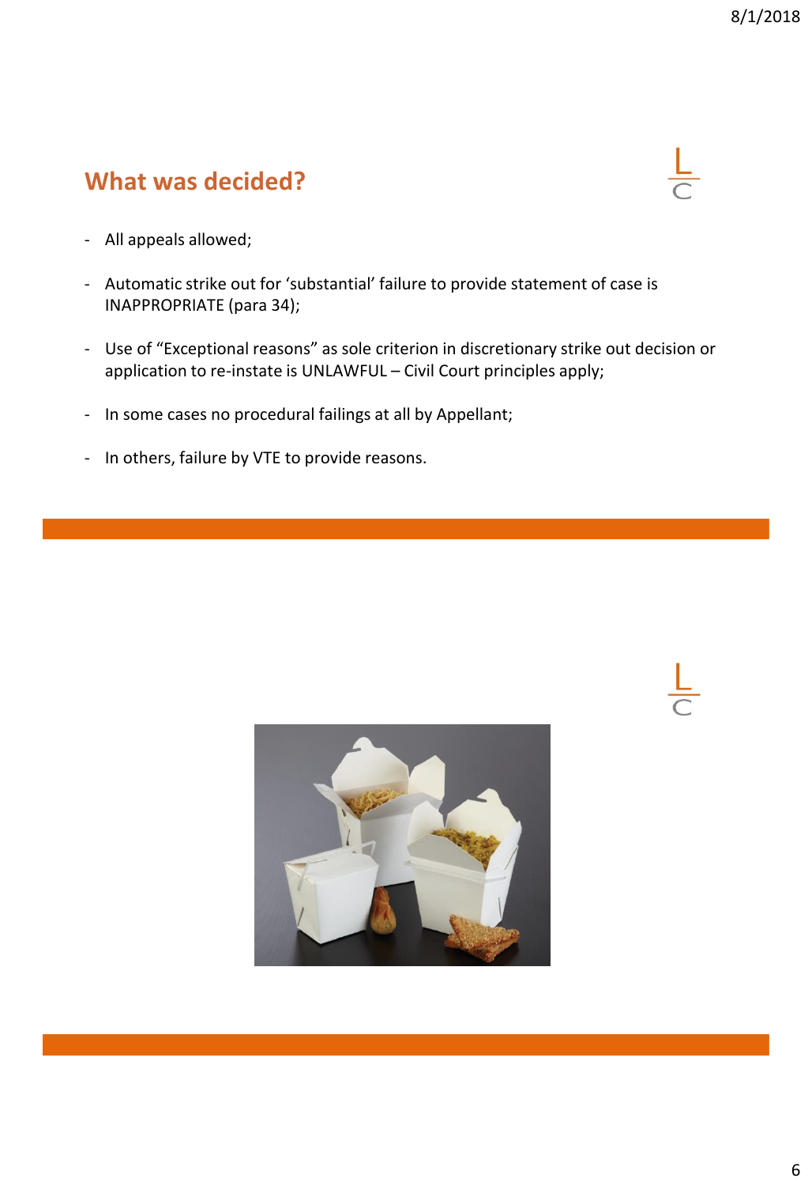## What was decided?

- All appeals allowed;
- Automatic strike out for 'substantial' failure to provide statement of case is INAPPROPRIATE (para 34);
- Use of "Exceptional reasons" as sole criterion in discretionary strike out decision or application to re-instate is UNLAWFUL – Civil Court principles apply;
- In some cases no procedural failings at all by Appellant;
- In others, failure by VTE to provide reasons.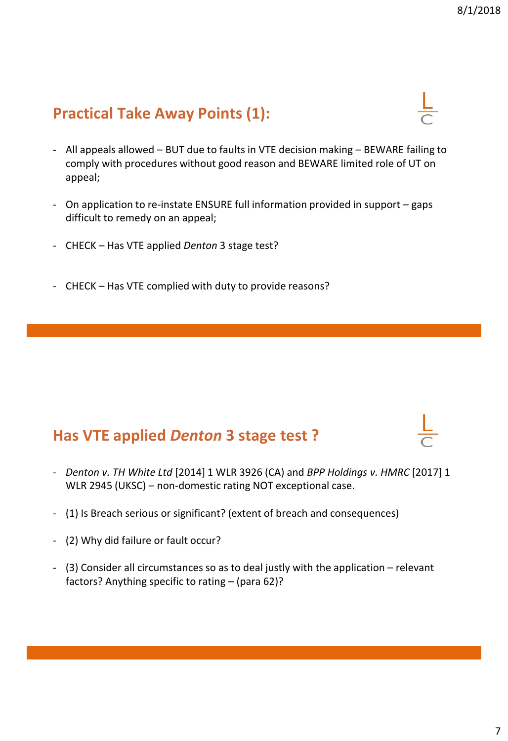## Practical Take Away Points (1):

- All appeals allowed – BUT due to faults in VTE decision making – BEWARE failing to comply with procedures without good reason and BEWARE limited role of UT on appeal;
- On application to re-instate ENSURE full information provided in support – gaps difficult to remedy on an appeal;
- CHECK – Has VTE applied *Denton* 3 stage test?
- CHECK – Has VTE complied with duty to provide reasons?

## Has VTE applied *Denton* 3 stage test ?

- *Denton v. TH White Ltd* [2014] 1 WLR 3926 (CA) and *BPP Holdings v. HMRC* [2017] 1 WLR 2945 (UKSC) – non-domestic rating NOT exceptional case.
- (1) Is Breach serious or significant? (extent of breach and consequences)
- (2) Why did failure or fault occur?
- (3) Consider all circumstances so as to deal justly with the application – relevant factors? Anything specific to rating – (para 62)?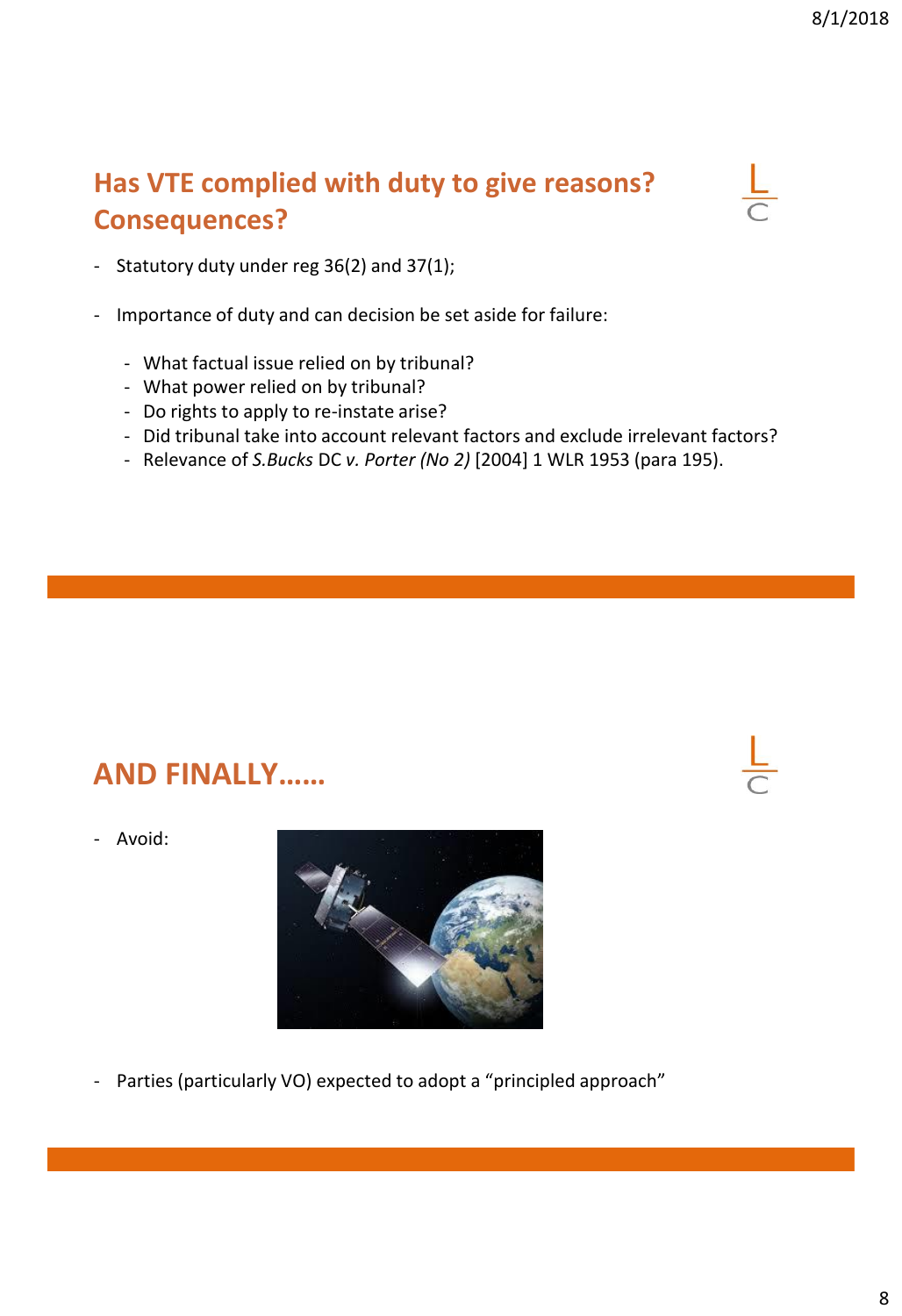## Has VTE complied with duty to give reasons? Consequences?

- Statutory duty under reg 36(2) and 37(1);
- Importance of duty and can decision be set aside for failure:
  - What factual issue relied on by tribunal?
  - What power relied on by tribunal?
  - Do rights to apply to re-instate arise?
  - Did tribunal take into account relevant factors and exclude irrelevant factors?
  - Relevance of *S.Bucks* DC *v. Porter (No 2)* [2004] 1 WLR 1953 (para 195).

## AND FINALLY……

- Avoid:
- Parties (particularly VO) expected to adopt a "principled approach"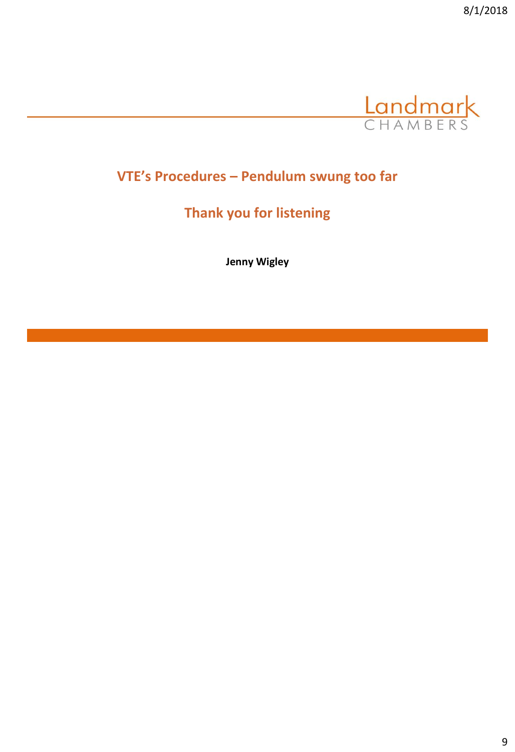Landmark CHAMBERS

## VTE's Procedures – Pendulum swung too far

## Thank you for listening

**Jenny Wigley**